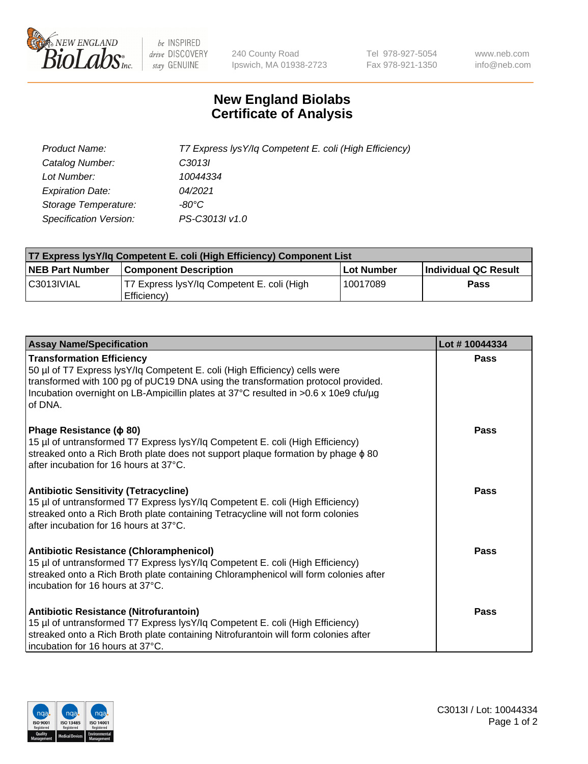New England BioLabs Inc. — be INSPIRED drive DISCOVERY stay GENUINE

240 County Road
Ipswich, MA 01938-2723

Tel 978-927-5054
Fax 978-921-1350

www.neb.com
info@neb.com

# New England Biolabs Certificate of Analysis

| | |
|---|---|
| *Product Name:* | *T7 Express lysY/Iq Competent E. coli (High Efficiency)* |
| *Catalog Number:* | *C3013I* |
| *Lot Number:* | *10044334* |
| *Expiration Date:* | *04/2021* |
| *Storage Temperature:* | *-80°C* |
| *Specification Version:* | *PS-C3013I v1.0* |

| T7 Express lysY/Iq Competent E. coli (High Efficiency) Component List | | | |
|---|---|---|---|
| **NEB Part Number** | **Component Description** | **Lot Number** | **Individual QC Result** |
| C3013IVIAL | T7 Express lysY/Iq Competent E. coli (High Efficiency) | 10017089 | **Pass** |

| Assay Name/Specification | Lot # 10044334 |
|---|---|
| **Transformation Efficiency**<br>50 µl of T7 Express lysY/Iq Competent E. coli (High Efficiency) cells were transformed with 100 pg of pUC19 DNA using the transformation protocol provided. Incubation overnight on LB-Ampicillin plates at 37°C resulted in >0.6 x 10e9 cfu/µg of DNA. | **Pass** |
| **Phage Resistance (ϕ 80)**<br>15 µl of untransformed T7 Express lysY/Iq Competent E. coli (High Efficiency) streaked onto a Rich Broth plate does not support plaque formation by phage ϕ 80 after incubation for 16 hours at 37°C. | **Pass** |
| **Antibiotic Sensitivity (Tetracycline)**<br>15 µl of untransformed T7 Express lysY/Iq Competent E. coli (High Efficiency) streaked onto a Rich Broth plate containing Tetracycline will not form colonies after incubation for 16 hours at 37°C. | **Pass** |
| **Antibiotic Resistance (Chloramphenicol)**<br>15 µl of untransformed T7 Express lysY/Iq Competent E. coli (High Efficiency) streaked onto a Rich Broth plate containing Chloramphenicol will form colonies after incubation for 16 hours at 37°C. | **Pass** |
| **Antibiotic Resistance (Nitrofurantoin)**<br>15 µl of untransformed T7 Express lysY/Iq Competent E. coli (High Efficiency) streaked onto a Rich Broth plate containing Nitrofurantoin will form colonies after incubation for 16 hours at 37°C. | **Pass** |

C3013I / Lot: 10044334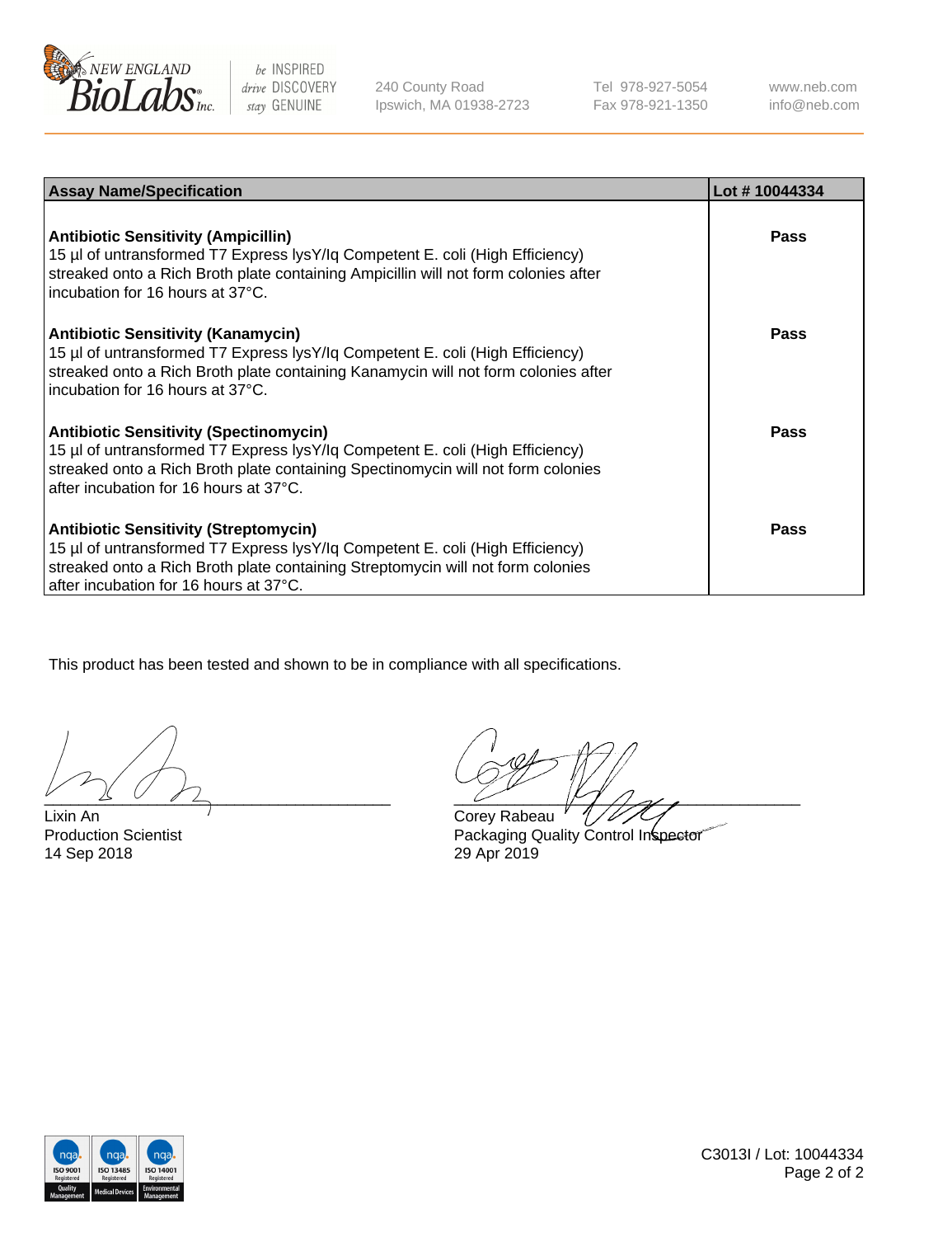| Assay Name/Specification | Lot # 10044334 |
| --- | --- |
| **Antibiotic Sensitivity (Ampicillin)**<br>15 µl of untransformed T7 Express lysY/Iq Competent E. coli (High Efficiency) streaked onto a Rich Broth plate containing Ampicillin will not form colonies after incubation for 16 hours at 37°C. | **Pass** |
| **Antibiotic Sensitivity (Kanamycin)**<br>15 µl of untransformed T7 Express lysY/Iq Competent E. coli (High Efficiency) streaked onto a Rich Broth plate containing Kanamycin will not form colonies after incubation for 16 hours at 37°C. | **Pass** |
| **Antibiotic Sensitivity (Spectinomycin)**<br>15 µl of untransformed T7 Express lysY/Iq Competent E. coli (High Efficiency) streaked onto a Rich Broth plate containing Spectinomycin will not form colonies after incubation for 16 hours at 37°C. | **Pass** |
| **Antibiotic Sensitivity (Streptomycin)**<br>15 µl of untransformed T7 Express lysY/Iq Competent E. coli (High Efficiency) streaked onto a Rich Broth plate containing Streptomycin will not form colonies after incubation for 16 hours at 37°C. | **Pass** |

This product has been tested and shown to be in compliance with all specifications.

Lixin An
Production Scientist
14 Sep 2018

Corey Rabeau
Packaging Quality Control Inspector
29 Apr 2019

C3013I / Lot: 10044334